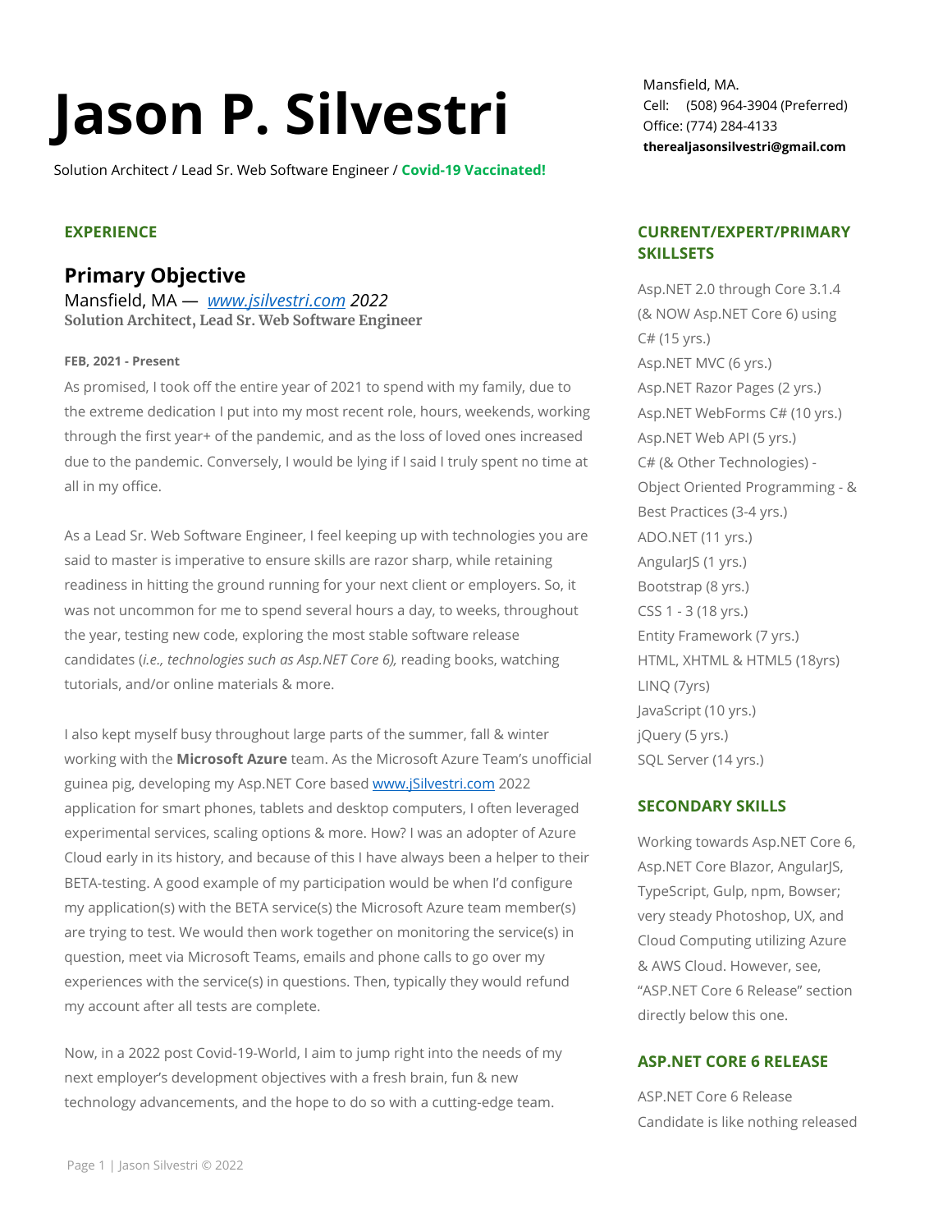# Jason P. Silvestri

Solution Architect / Lead Sr. Web Software Engineer / **Covid-19 Vaccinated!**

Mansfield, MA.
Cell: (508) 964-3904 (Preferred)
Office: (774) 284-4133
**therealjasonsilvestri@gmail.com**

## EXPERIENCE

### Primary Objective

Mansfield, MA — *www.jsilvestri.com 2022*
**Solution Architect, Lead Sr. Web Software Engineer**

**FEB, 2021 - Present**

As promised, I took off the entire year of 2021 to spend with my family, due to the extreme dedication I put into my most recent role, hours, weekends, working through the first year+ of the pandemic, and as the loss of loved ones increased due to the pandemic. Conversely, I would be lying if I said I truly spent no time at all in my office.

As a Lead Sr. Web Software Engineer, I feel keeping up with technologies you are said to master is imperative to ensure skills are razor sharp, while retaining readiness in hitting the ground running for your next client or employers. So, it was not uncommon for me to spend several hours a day, to weeks, throughout the year, testing new code, exploring the most stable software release candidates (*i.e., technologies such as Asp.NET Core 6),* reading books, watching tutorials, and/or online materials & more.

I also kept myself busy throughout large parts of the summer, fall & winter working with the **Microsoft Azure** team. As the Microsoft Azure Team's unofficial guinea pig, developing my Asp.NET Core based www.jSilvestri.com 2022 application for smart phones, tablets and desktop computers, I often leveraged experimental services, scaling options & more. How? I was an adopter of Azure Cloud early in its history, and because of this I have always been a helper to their BETA-testing. A good example of my participation would be when I'd configure my application(s) with the BETA service(s) the Microsoft Azure team member(s) are trying to test. We would then work together on monitoring the service(s) in question, meet via Microsoft Teams, emails and phone calls to go over my experiences with the service(s) in questions. Then, typically they would refund my account after all tests are complete.

Now, in a 2022 post Covid-19-World, I aim to jump right into the needs of my next employer's development objectives with a fresh brain, fun & new technology advancements, and the hope to do so with a cutting-edge team.

## CURRENT/EXPERT/PRIMARY SKILLSETS

Asp.NET 2.0 through Core 3.1.4 (& NOW Asp.NET Core 6) using C# (15 yrs.)
Asp.NET MVC (6 yrs.)
Asp.NET Razor Pages (2 yrs.)
Asp.NET WebForms C# (10 yrs.)
Asp.NET Web API (5 yrs.)
C# (& Other Technologies) - Object Oriented Programming - & Best Practices (3-4 yrs.)
ADO.NET (11 yrs.)
AngularJS (1 yrs.)
Bootstrap (8 yrs.)
CSS 1 - 3 (18 yrs.)
Entity Framework (7 yrs.)
HTML, XHTML & HTML5 (18yrs)
LINQ (7yrs)
JavaScript (10 yrs.)
jQuery (5 yrs.)
SQL Server (14 yrs.)

## SECONDARY SKILLS

Working towards Asp.NET Core 6, Asp.NET Core Blazor, AngularJS, TypeScript, Gulp, npm, Bowser; very steady Photoshop, UX, and Cloud Computing utilizing Azure & AWS Cloud. However, see, "ASP.NET Core 6 Release" section directly below this one.

## ASP.NET CORE 6 RELEASE

ASP.NET Core 6 Release Candidate is like nothing released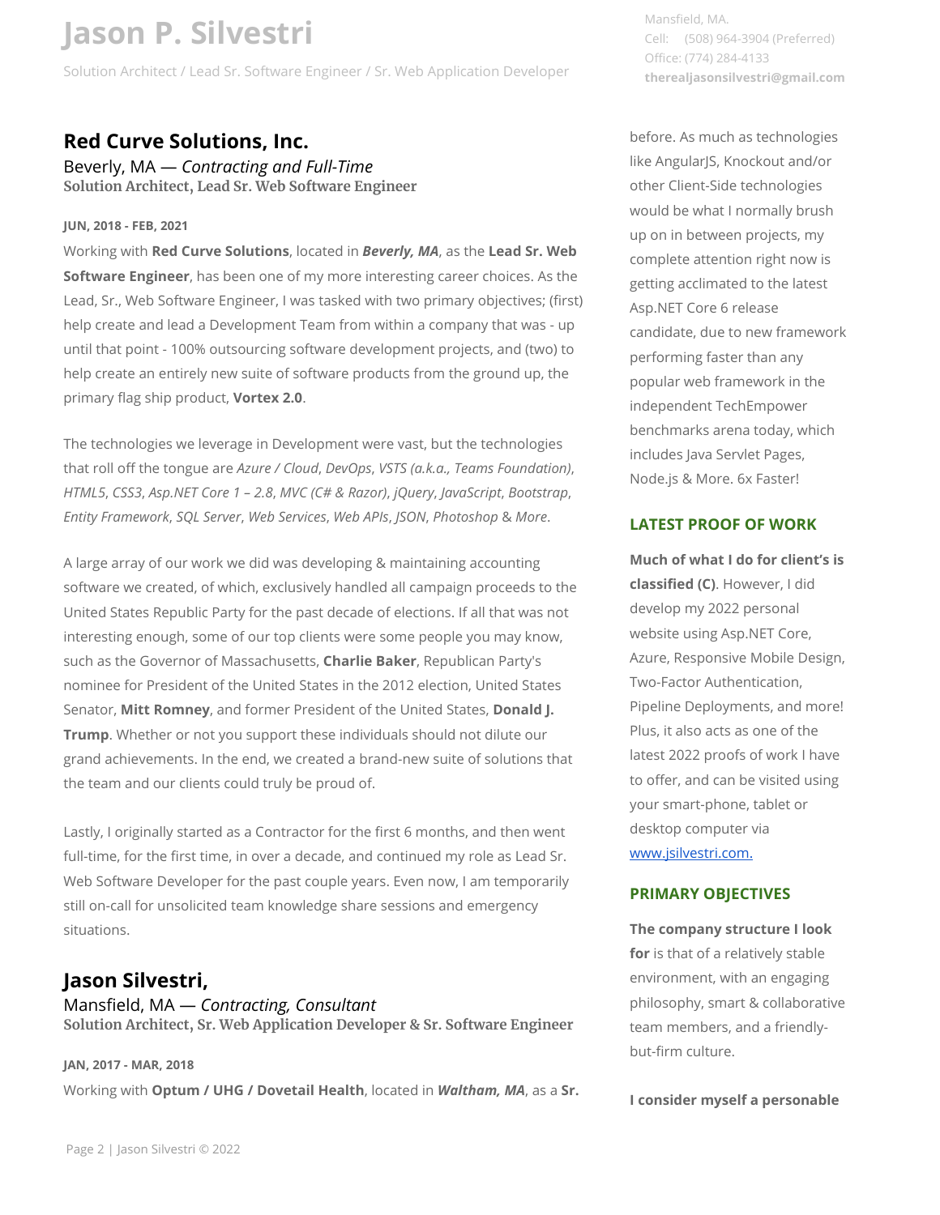# Jason P. Silvestri

Solution Architect / Lead Sr. Software Engineer / Sr. Web Application Developer

Mansfield, MA.
Cell: (508) 964-3904 (Preferred)
Office: (774) 284-4133
**therealjasonsilvestri@gmail.com**

## Red Curve Solutions, Inc.

Beverly, MA — *Contracting and Full-Time*
**Solution Architect, Lead Sr. Web Software Engineer**

**JUN, 2018 - FEB, 2021**

Working with **Red Curve Solutions**, located in ***Beverly, MA***, as the **Lead Sr. Web Software Engineer**, has been one of my more interesting career choices. As the Lead, Sr., Web Software Engineer, I was tasked with two primary objectives; (first) help create and lead a Development Team from within a company that was - up until that point - 100% outsourcing software development projects, and (two) to help create an entirely new suite of software products from the ground up, the primary flag ship product, **Vortex 2.0**.

The technologies we leverage in Development were vast, but the technologies that roll off the tongue are *Azure / Cloud*, *DevOps*, *VSTS (a.k.a., Teams Foundation)*, *HTML5*, *CSS3*, *Asp.NET Core 1 – 2.8*, *MVC (C# & Razor)*, *jQuery*, *JavaScript*, *Bootstrap*, *Entity Framework*, *SQL Server*, *Web Services*, *Web APIs*, *JSON*, *Photoshop* & *More*.

A large array of our work we did was developing & maintaining accounting software we created, of which, exclusively handled all campaign proceeds to the United States Republic Party for the past decade of elections. If all that was not interesting enough, some of our top clients were some people you may know, such as the Governor of Massachusetts, **Charlie Baker**, Republican Party's nominee for President of the United States in the 2012 election, United States Senator, **Mitt Romney**, and former President of the United States, **Donald J. Trump**. Whether or not you support these individuals should not dilute our grand achievements. In the end, we created a brand-new suite of solutions that the team and our clients could truly be proud of.

Lastly, I originally started as a Contractor for the first 6 months, and then went full-time, for the first time, in over a decade, and continued my role as Lead Sr. Web Software Developer for the past couple years. Even now, I am temporarily still on-call for unsolicited team knowledge share sessions and emergency situations.

## Jason Silvestri,

Mansfield, MA — *Contracting, Consultant*
**Solution Architect, Sr. Web Application Developer & Sr. Software Engineer**

**JAN, 2017 - MAR, 2018**

Working with **Optum / UHG / Dovetail Health**, located in ***Waltham, MA***, as a **Sr.**

before. As much as technologies like AngularJS, Knockout and/or other Client-Side technologies would be what I normally brush up on in between projects, my complete attention right now is getting acclimated to the latest Asp.NET Core 6 release candidate, due to new framework performing faster than any popular web framework in the independent TechEmpower benchmarks arena today, which includes Java Servlet Pages, Node.js & More. 6x Faster!

### LATEST PROOF OF WORK

**Much of what I do for client's is classified (C)**. However, I did develop my 2022 personal website using Asp.NET Core, Azure, Responsive Mobile Design, Two-Factor Authentication, Pipeline Deployments, and more! Plus, it also acts as one of the latest 2022 proofs of work I have to offer, and can be visited using your smart-phone, tablet or desktop computer via [www.jsilvestri.com.](www.jsilvestri.com)

### PRIMARY OBJECTIVES

**The company structure I look for** is that of a relatively stable environment, with an engaging philosophy, smart & collaborative team members, and a friendly-but-firm culture.

**I consider myself a personable**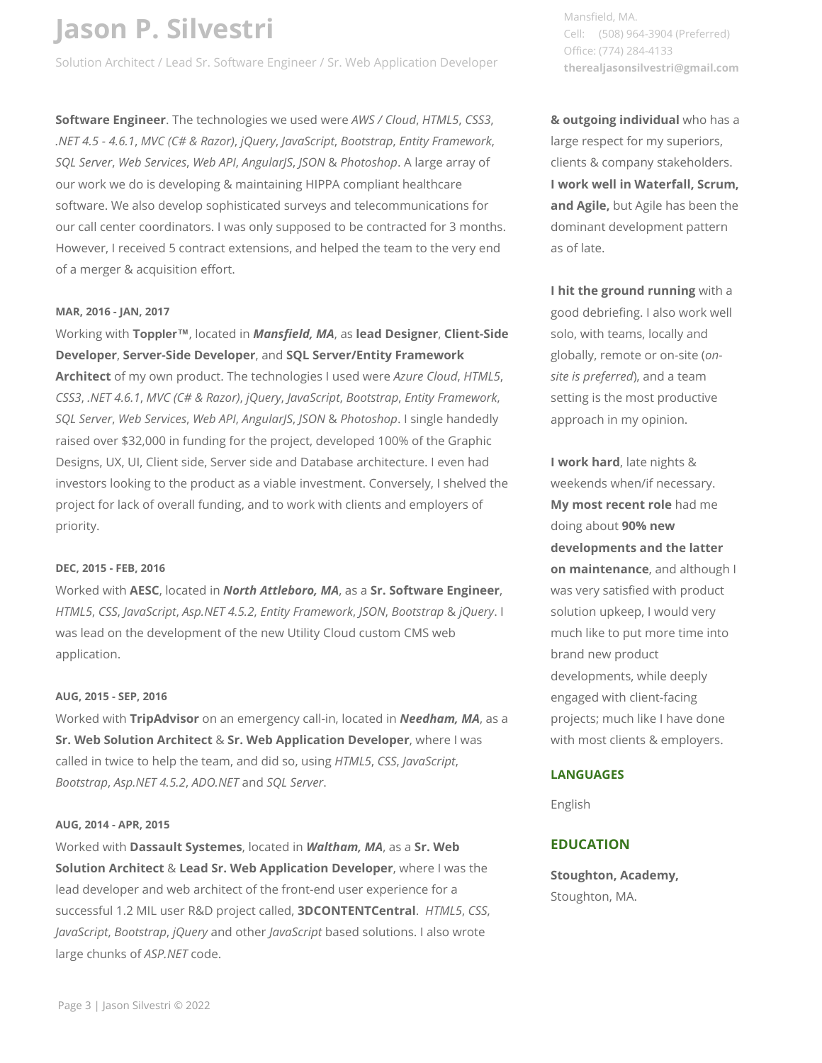# Jason P. Silvestri

Solution Architect / Lead Sr. Software Engineer / Sr. Web Application Developer

Mansfield, MA.
Cell: (508) 964-3904 (Preferred)
Office: (774) 284-4133
**therealjasonsilvestri@gmail.com**

**Software Engineer**. The technologies we used were *AWS / Cloud*, *HTML5*, *CSS3*, *.NET 4.5 - 4.6.1*, *MVC (C# & Razor)*, *jQuery*, *JavaScript*, *Bootstrap*, *Entity Framework*, *SQL Server*, *Web Services*, *Web API*, *AngularJS*, *JSON* & *Photoshop*. A large array of our work we do is developing & maintaining HIPPA compliant healthcare software. We also develop sophisticated surveys and telecommunications for our call center coordinators. I was only supposed to be contracted for 3 months. However, I received 5 contract extensions, and helped the team to the very end of a merger & acquisition effort.

**MAR, 2016 - JAN, 2017**

Working with **Toppler™**, located in ***Mansfield, MA***, as **lead Designer**, **Client-Side Developer**, **Server-Side Developer**, and **SQL Server/Entity Framework Architect** of my own product. The technologies I used were *Azure Cloud*, *HTML5*, *CSS3*, *.NET 4.6.1*, *MVC (C# & Razor)*, *jQuery*, *JavaScript*, *Bootstrap*, *Entity Framework*, *SQL Server*, *Web Services*, *Web API*, *AngularJS*, *JSON* & *Photoshop*. I single handedly raised over $32,000 in funding for the project, developed 100% of the Graphic Designs, UX, UI, Client side, Server side and Database architecture. I even had investors looking to the product as a viable investment. Conversely, I shelved the project for lack of overall funding, and to work with clients and employers of priority.

**DEC, 2015 - FEB, 2016**

Worked with **AESC**, located in ***North Attleboro, MA***, as a **Sr. Software Engineer**, *HTML5*, *CSS*, *JavaScript*, *Asp.NET 4.5.2*, *Entity Framework*, *JSON*, *Bootstrap* & *jQuery*. I was lead on the development of the new Utility Cloud custom CMS web application.

**AUG, 2015 - SEP, 2016**

Worked with **TripAdvisor** on an emergency call-in, located in ***Needham, MA***, as a **Sr. Web Solution Architect** & **Sr. Web Application Developer**, where I was called in twice to help the team, and did so, using *HTML5*, *CSS*, *JavaScript*, *Bootstrap*, *Asp.NET 4.5.2*, *ADO.NET* and *SQL Server*.

**AUG, 2014 - APR, 2015**

Worked with **Dassault Systemes**, located in ***Waltham, MA***, as a **Sr. Web Solution Architect** & **Lead Sr. Web Application Developer**, where I was the lead developer and web architect of the front-end user experience for a successful 1.2 MIL user R&D project called, **3DCONTENTCentral**. *HTML5*, *CSS*, *JavaScript*, *Bootstrap*, *jQuery* and other *JavaScript* based solutions. I also wrote large chunks of *ASP.NET* code.

**& outgoing individual** who has a large respect for my superiors, clients & company stakeholders. **I work well in Waterfall, Scrum, and Agile,** but Agile has been the dominant development pattern as of late.

**I hit the ground running** with a good debriefing. I also work well solo, with teams, locally and globally, remote or on-site (*on-site is preferred*), and a team setting is the most productive approach in my opinion.

**I work hard**, late nights & weekends when/if necessary. **My most recent role** had me doing about **90% new developments and the latter on maintenance**, and although I was very satisfied with product solution upkeep, I would very much like to put more time into brand new product developments, while deeply engaged with client-facing projects; much like I have done with most clients & employers.

## LANGUAGES

English

## EDUCATION

**Stoughton, Academy,**
Stoughton, MA.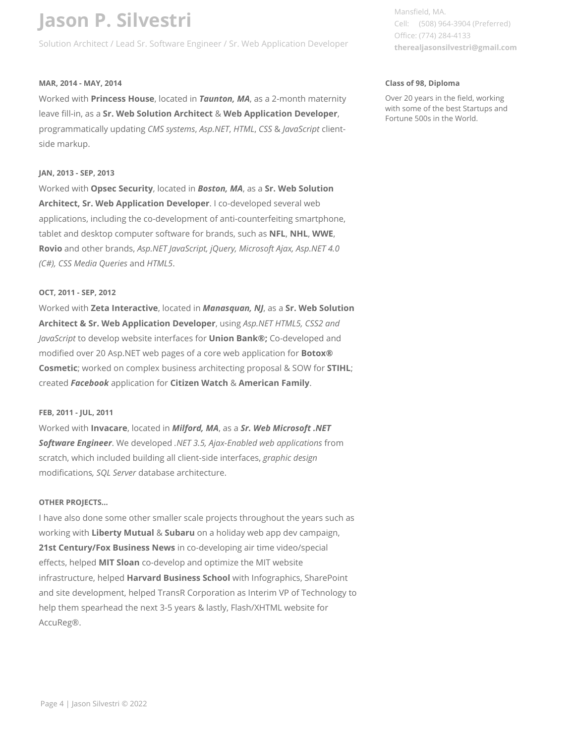# Jason P. Silvestri

Solution Architect / Lead Sr. Software Engineer / Sr. Web Application Developer

Mansfield, MA.
Cell: (508) 964-3904 (Preferred)
Office: (774) 284-4133
**therealjasonsilvestri@gmail.com**

#### MAR, 2014 - MAY, 2014

Worked with **Princess House**, located in ***Taunton, MA***, as a 2-month maternity leave fill-in, as a **Sr. Web Solution Architect** & **Web Application Developer**, programmatically updating *CMS systems*, *Asp.NET*, *HTML*, *CSS* & *JavaScript* client-side markup.

#### JAN, 2013 - SEP, 2013

Worked with **Opsec Security**, located in ***Boston, MA***, as a **Sr. Web Solution Architect, Sr. Web Application Developer**. I co-developed several web applications, including the co-development of anti-counterfeiting smartphone, tablet and desktop computer software for brands, such as **NFL**, **NHL**, **WWE**, **Rovio** and other brands, *Asp.NET JavaScript, jQuery, Microsoft Ajax, Asp.NET 4.0 (C#), CSS Media Queries* and *HTML5*.

#### OCT, 2011 - SEP, 2012

Worked with **Zeta Interactive**, located in ***Manasquan, NJ***, as a **Sr. Web Solution Architect & Sr. Web Application Developer**, using *Asp.NET HTML5, CSS2 and JavaScript* to develop website interfaces for **Union Bank®;** Co-developed and modified over 20 Asp.NET web pages of a core web application for **Botox® Cosmetic**; worked on complex business architecting proposal & SOW for **STIHL**; created ***Facebook*** application for **Citizen Watch** & **American Family**.

#### FEB, 2011 - JUL, 2011

Worked with **Invacare**, located in ***Milford, MA***, as a ***Sr. Web Microsoft .NET Software Engineer***. We developed *.NET 3.5, Ajax-Enabled web applications* from scratch, which included building all client-side interfaces, *graphic design* modifications*, SQL Server* database architecture.

#### OTHER PROJECTS...

I have also done some other smaller scale projects throughout the years such as working with **Liberty Mutual** & **Subaru** on a holiday web app dev campaign, **21st Century/Fox Business News** in co-developing air time video/special effects, helped **MIT Sloan** co-develop and optimize the MIT website infrastructure, helped **Harvard Business School** with Infographics, SharePoint and site development, helped TransR Corporation as Interim VP of Technology to help them spearhead the next 3-5 years & lastly, Flash/XHTML website for AccuReg®.

#### Class of 98, Diploma

Over 20 years in the field, working with some of the best Startups and Fortune 500s in the World.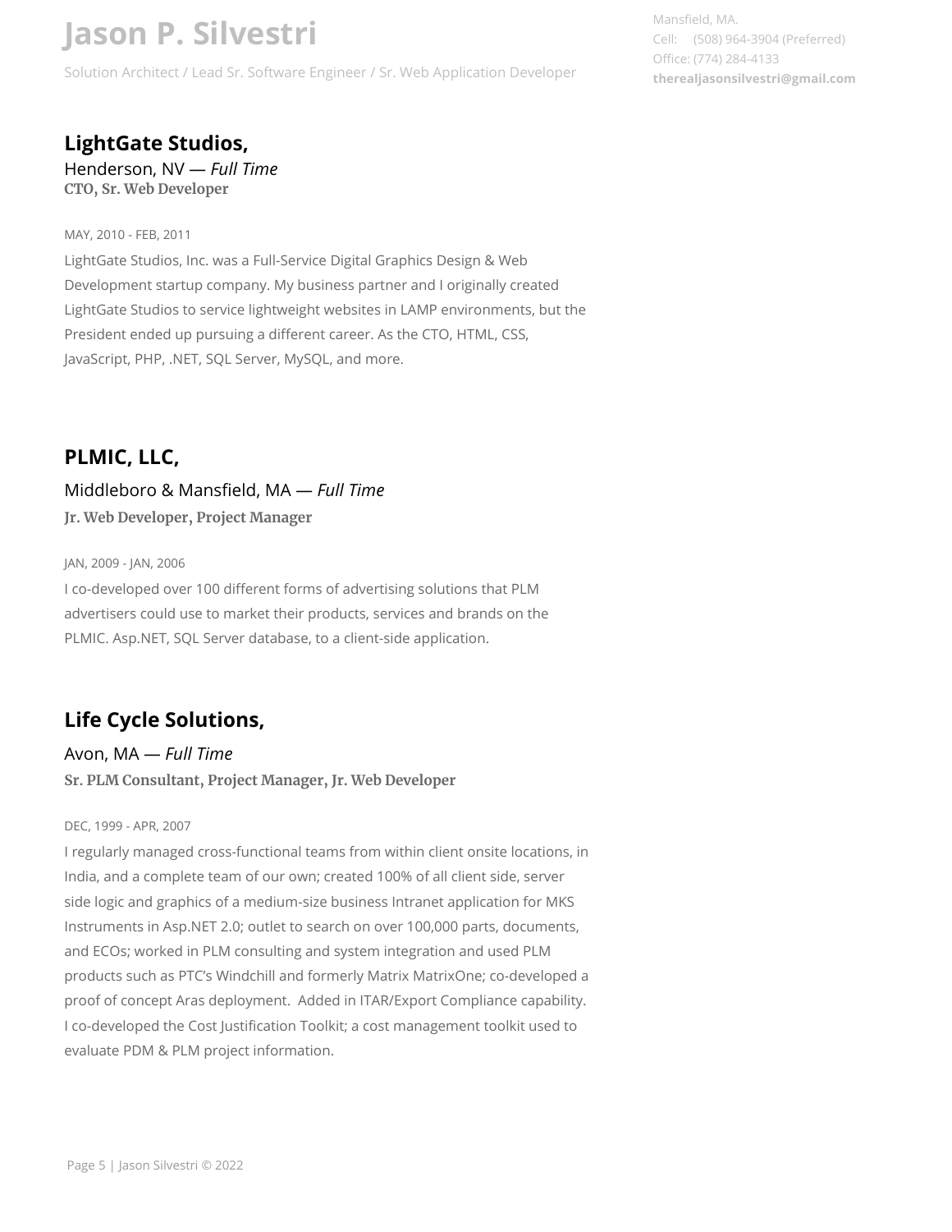# Jason P. Silvestri

Solution Architect / Lead Sr. Software Engineer / Sr. Web Application Developer

Mansfield, MA.
Cell: (508) 964-3904 (Preferred)
Office: (774) 284-4133
**therealjasonsilvestri@gmail.com**

## LightGate Studios,

Henderson, NV — *Full Time*
**CTO, Sr. Web Developer**

MAY, 2010 - FEB, 2011

LightGate Studios, Inc. was a Full-Service Digital Graphics Design & Web Development startup company. My business partner and I originally created LightGate Studios to service lightweight websites in LAMP environments, but the President ended up pursuing a different career. As the CTO, HTML, CSS, JavaScript, PHP, .NET, SQL Server, MySQL, and more.

## PLMIC, LLC,

Middleboro & Mansfield, MA — *Full Time*
**Jr. Web Developer, Project Manager**

JAN, 2009 - JAN, 2006

I co-developed over 100 different forms of advertising solutions that PLM advertisers could use to market their products, services and brands on the PLMIC. Asp.NET, SQL Server database, to a client-side application.

## Life Cycle Solutions,

Avon, MA — *Full Time*
**Sr. PLM Consultant, Project Manager, Jr. Web Developer**

DEC, 1999 - APR, 2007

I regularly managed cross-functional teams from within client onsite locations, in India, and a complete team of our own; created 100% of all client side, server side logic and graphics of a medium-size business Intranet application for MKS Instruments in Asp.NET 2.0; outlet to search on over 100,000 parts, documents, and ECOs; worked in PLM consulting and system integration and used PLM products such as PTC's Windchill and formerly Matrix MatrixOne; co-developed a proof of concept Aras deployment. Added in ITAR/Export Compliance capability. I co-developed the Cost Justification Toolkit; a cost management toolkit used to evaluate PDM & PLM project information.